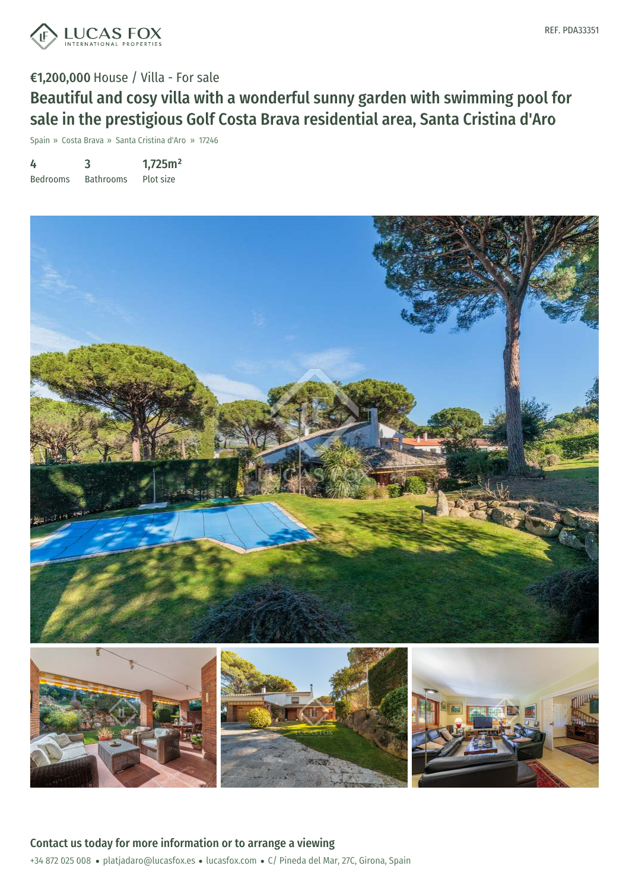LUCAS FOX INTERNATIONAL PROPERTIES

REF. PDA33351

€1,200,000 House / Villa - For sale

# Beautiful and cosy villa with a wonderful sunny garden with swimming pool for sale in the prestigious Golf Costa Brava residential area, Santa Cristina d'Aro

Spain » Costa Brava » Santa Cristina d'Aro » 17246

| 4 | 3 | 1,725m² |
|---|---|---|
| Bedrooms | Bathrooms | Plot size |

## Contact us today for more information or to arrange a viewing

+34 872 025 008 • platjadaro@lucasfox.es • lucasfox.com • C/ Pineda del Mar, 27C, Girona, Spain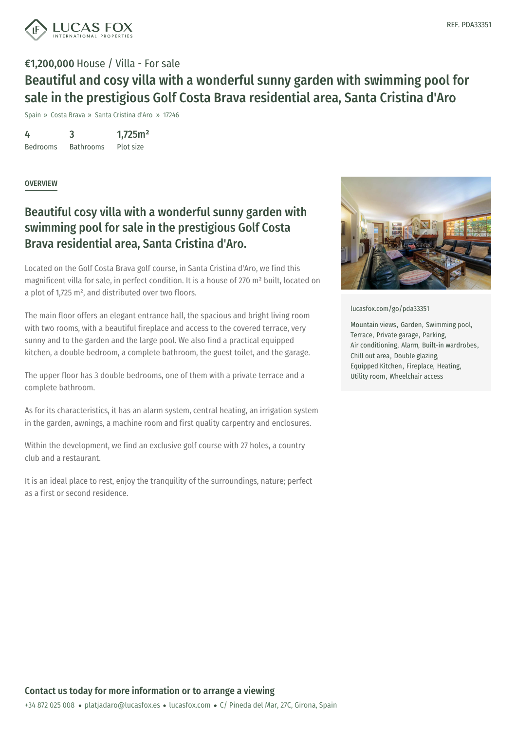**€1,200,000** House / Villa - For sale

# Beautiful and cosy villa with a wonderful sunny garden with swimming pool for sale in the prestigious Golf Costa Brava residential area, Santa Cristina d'Aro

Spain » Costa Brava » Santa Cristina d'Aro » 17246

| 4 | 3 | 1,725m² |
| --- | --- | --- |
| Bedrooms | Bathrooms | Plot size |

REF. PDA33351

## OVERVIEW

## Beautiful cosy villa with a wonderful sunny garden with swimming pool for sale in the prestigious Golf Costa Brava residential area, Santa Cristina d'Aro.

Located on the Golf Costa Brava golf course, in Santa Cristina d'Aro, we find this magnificent villa for sale, in perfect condition. It is a house of 270 m² built, located on a plot of 1,725 m², and distributed over two floors.

The main floor offers an elegant entrance hall, the spacious and bright living room with two rooms, with a beautiful fireplace and access to the covered terrace, very sunny and to the garden and the large pool. We also find a practical equipped kitchen, a double bedroom, a complete bathroom, the guest toilet, and the garage.

The upper floor has 3 double bedrooms, one of them with a private terrace and a complete bathroom.

As for its characteristics, it has an alarm system, central heating, an irrigation system in the garden, awnings, a machine room and first quality carpentry and enclosures.

Within the development, we find an exclusive golf course with 27 holes, a country club and a restaurant.

It is an ideal place to rest, enjoy the tranquility of the surroundings, nature; perfect as a first or second residence.

lucasfox.com/go/pda33351

Mountain views, Garden, Swimming pool, Terrace, Private garage, Parking, Air conditioning, Alarm, Built-in wardrobes, Chill out area, Double glazing, Equipped Kitchen, Fireplace, Heating, Utility room, Wheelchair access

**Contact us today for more information or to arrange a viewing**

+34 872 025 008 • platjadaro@lucasfox.es • lucasfox.com • C/ Pineda del Mar, 27C, Girona, Spain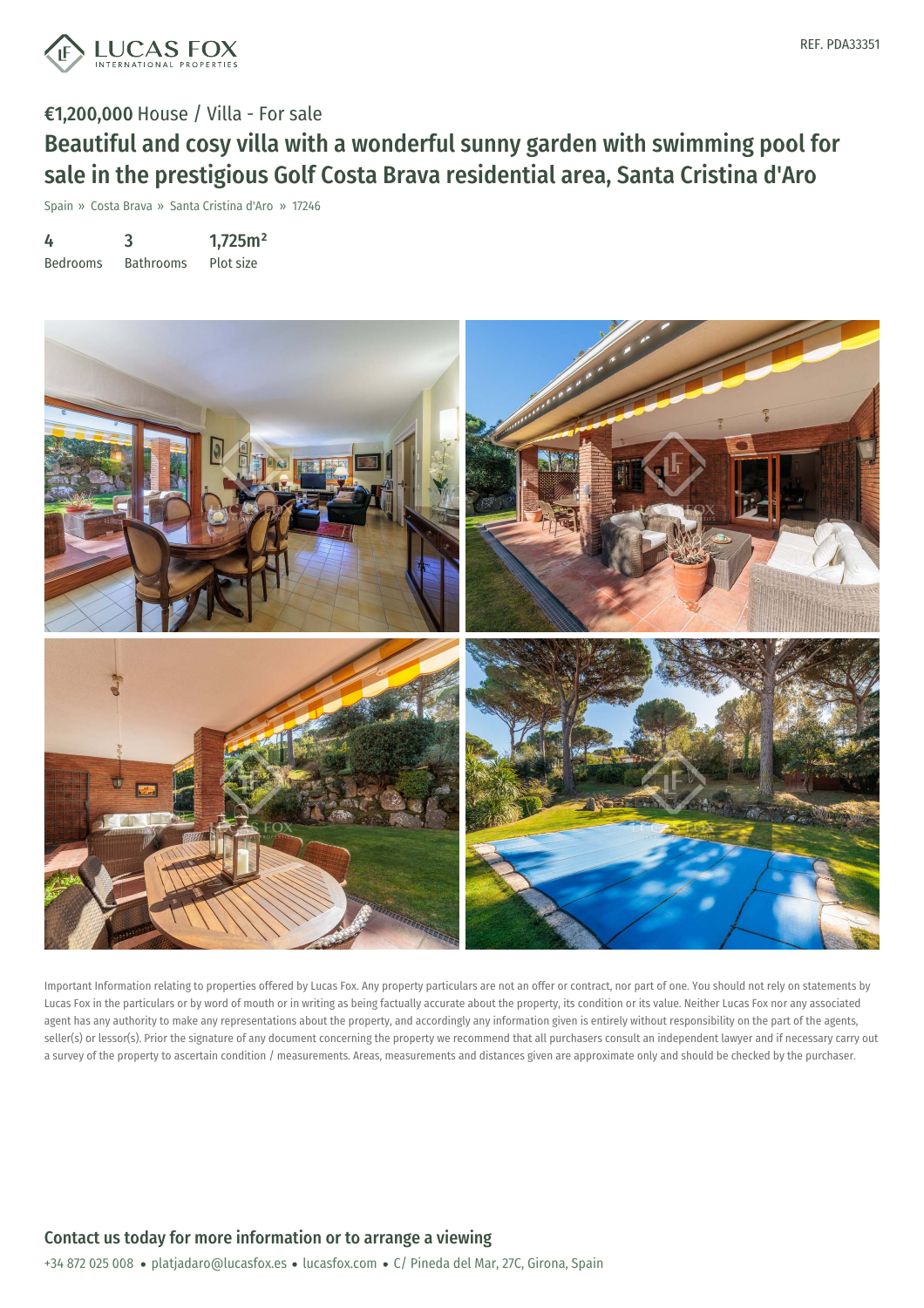REF. PDA33351

€1,200,000 House / Villa - For sale

# Beautiful and cosy villa with a wonderful sunny garden with swimming pool for sale in the prestigious Golf Costa Brava residential area, Santa Cristina d'Aro

Spain » Costa Brava » Santa Cristina d'Aro » 17246

| 4 | 3 | 1,725m² |
| --- | --- | --- |
| Bedrooms | Bathrooms | Plot size |

Important Information relating to properties offered by Lucas Fox. Any property particulars are not an offer or contract, nor part of one. You should not rely on statements by Lucas Fox in the particulars or by word of mouth or in writing as being factually accurate about the property, its condition or its value. Neither Lucas Fox nor any associated agent has any authority to make any representations about the property, and accordingly any information given is entirely without responsibility on the part of the agents, seller(s) or lessor(s). Prior the signature of any document concerning the property we recommend that all purchasers consult an independent lawyer and if necessary carry out a survey of the property to ascertain condition / measurements. Areas, measurements and distances given are approximate only and should be checked by the purchaser.

## Contact us today for more information or to arrange a viewing

+34 872 025 008 • platjadaro@lucasfox.es • lucasfox.com • C/ Pineda del Mar, 27C, Girona, Spain